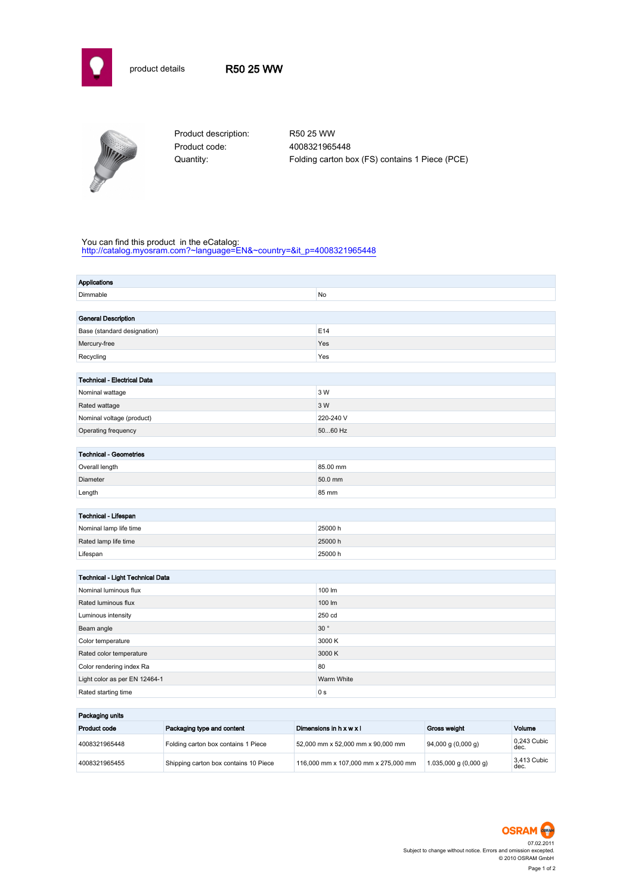product details

# R50 25 WW

Product description: R50 25 WW
Product code: 4008321965448
Quantity: Folding carton box (FS) contains 1 Piece (PCE)

You can find this product in the eCatalog:
http://catalog.myosram.com?~language=EN&~country=&it_p=4008321965448

| Applications | |
|---|---|
| Dimmable | No |

| General Description | |
|---|---|
| Base (standard designation) | E14 |
| Mercury-free | Yes |
| Recycling | Yes |

| Technical - Electrical Data | |
|---|---|
| Nominal wattage | 3 W |
| Rated wattage | 3 W |
| Nominal voltage (product) | 220-240 V |
| Operating frequency | 50...60 Hz |

| Technical - Geometries | |
|---|---|
| Overall length | 85.00 mm |
| Diameter | 50.0 mm |
| Length | 85 mm |

| Technical - Lifespan | |
|---|---|
| Nominal lamp life time | 25000 h |
| Rated lamp life time | 25000 h |
| Lifespan | 25000 h |

| Technical - Light Technical Data | |
|---|---|
| Nominal luminous flux | 100 lm |
| Rated luminous flux | 100 lm |
| Luminous intensity | 250 cd |
| Beam angle | 30 ° |
| Color temperature | 3000 K |
| Rated color temperature | 3000 K |
| Color rendering index Ra | 80 |
| Light color as per EN 12464-1 | Warm White |
| Rated starting time | 0 s |

**Packaging units**

| Product code | Packaging type and content | Dimensions in h x w x l | Gross weight | Volume |
|---|---|---|---|---|
| 4008321965448 | Folding carton box contains 1 Piece | 52,000 mm x 52,000 mm x 90,000 mm | 94,000 g (0,000 g) | 0,243 Cubic dec. |
| 4008321965455 | Shipping carton box contains 10 Piece | 116,000 mm x 107,000 mm x 275,000 mm | 1.035,000 g (0,000 g) | 3,413 Cubic dec. |

OSRAM

07.02.2011
Subject to change without notice. Errors and omission excepted.
© 2010 OSRAM GmbH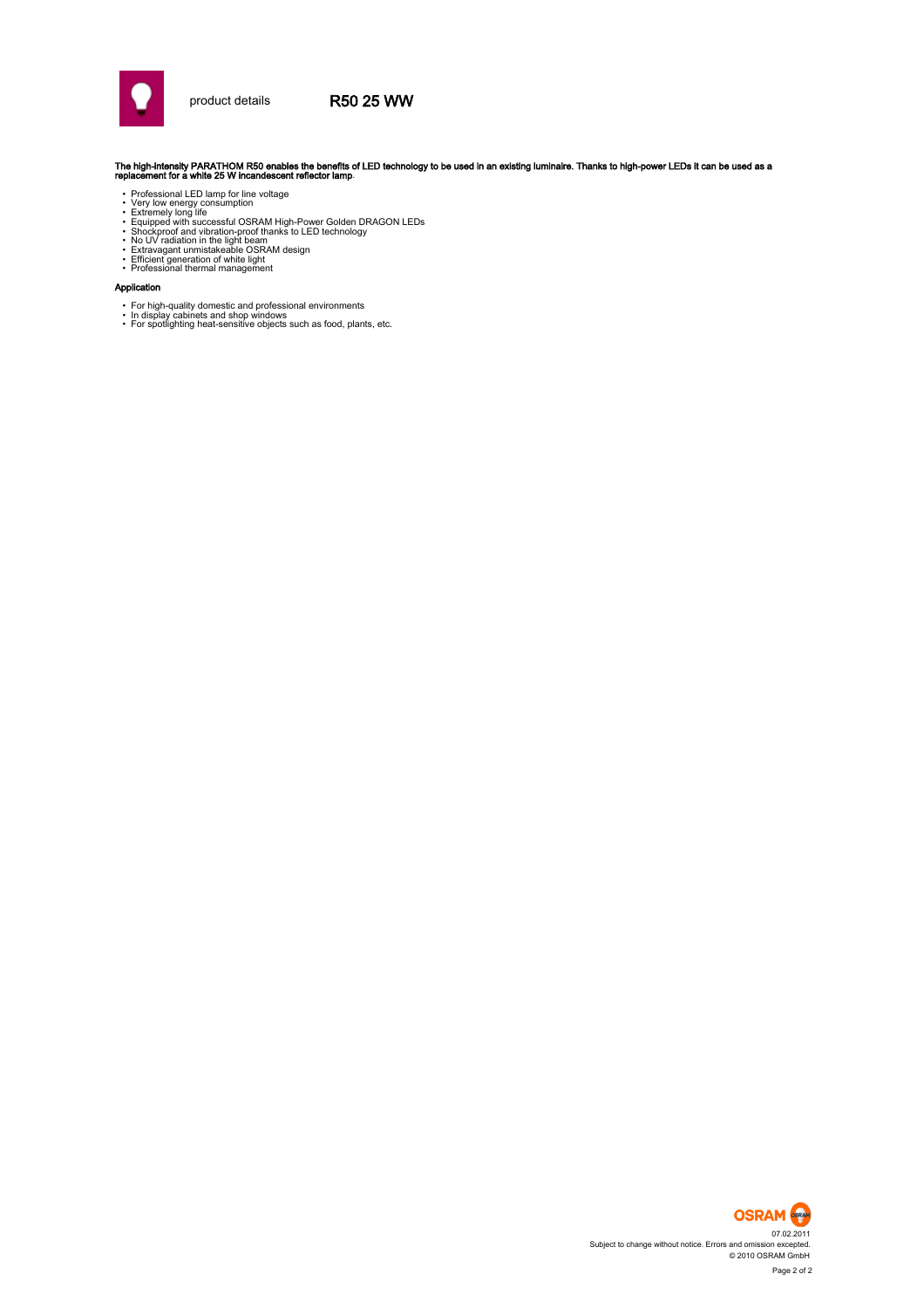product details **R50 25 WW**

**The high-intensity PARATHOM R50 enables the benefits of LED technology to be used in an existing luminaire. Thanks to high-power LEDs it can be used as a replacement for a white 25 W incandescent reflector lamp.**

- Professional LED lamp for line voltage
- Very low energy consumption
- Extremely long life
- Equipped with successful OSRAM High-Power Golden DRAGON LEDs
- Shockproof and vibration-proof thanks to LED technology
- No UV radiation in the light beam
- Extravagant unmistakeable OSRAM design
- Efficient generation of white light
- Professional thermal management

## Application

- For high-quality domestic and professional environments
- In display cabinets and shop windows
- For spotlighting heat-sensitive objects such as food, plants, etc.

OSRAM

07.02.2011
Subject to change without notice. Errors and omission excepted.
© 2010 OSRAM GmbH